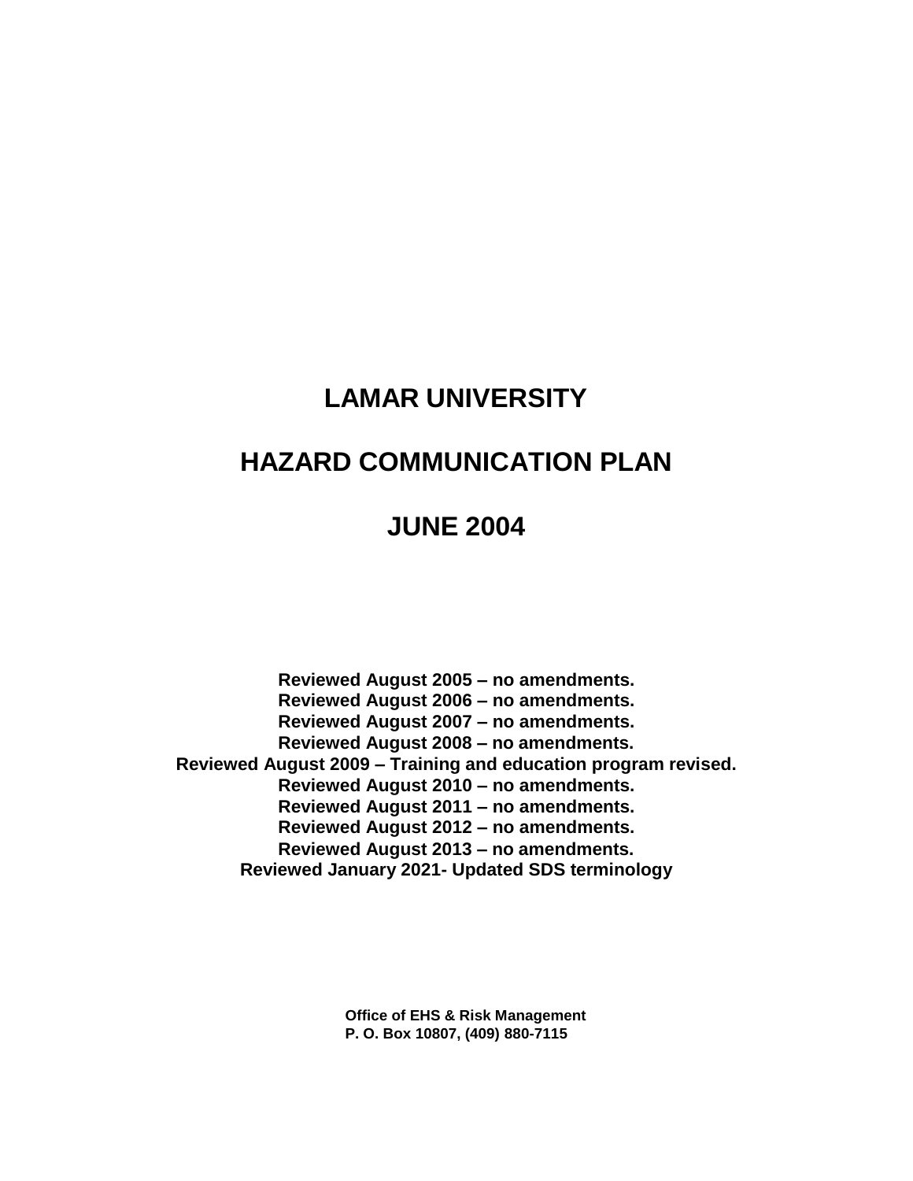# LAMAR UNIVERSITY

# HAZARD COMMUNICATION PLAN

# JUNE 2004

**Reviewed August 2005 – no amendments.**
**Reviewed August 2006 – no amendments.**
**Reviewed August 2007 – no amendments.**
**Reviewed August 2008 – no amendments.**
**Reviewed August 2009 – Training and education program revised.**
**Reviewed August 2010 – no amendments.**
**Reviewed August 2011 – no amendments.**
**Reviewed August 2012 – no amendments.**
**Reviewed August 2013 – no amendments.**
**Reviewed January 2021- Updated SDS terminology**

**Office of EHS & Risk Management**
**P. O. Box 10807, (409) 880-7115**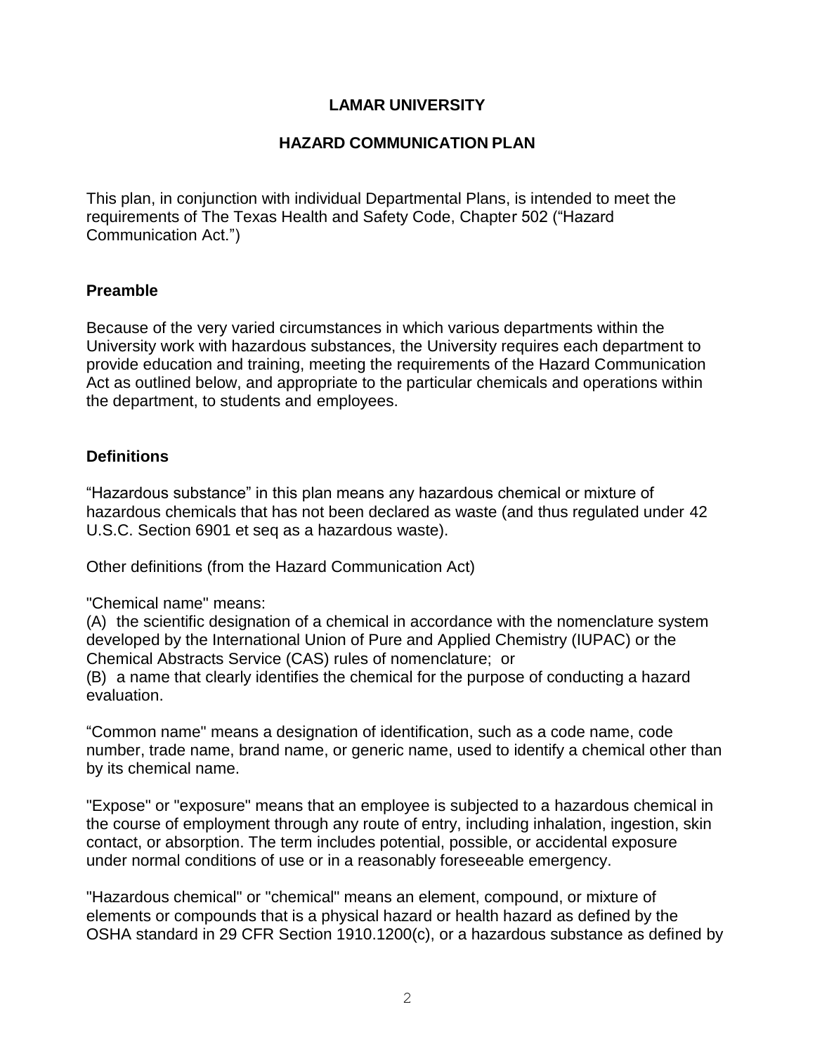# LAMAR UNIVERSITY

## HAZARD COMMUNICATION PLAN

This plan, in conjunction with individual Departmental Plans, is intended to meet the requirements of The Texas Health and Safety Code, Chapter 502 ("Hazard Communication Act.")

### Preamble

Because of the very varied circumstances in which various departments within the University work with hazardous substances, the University requires each department to provide education and training, meeting the requirements of the Hazard Communication Act as outlined below, and appropriate to the particular chemicals and operations within the department, to students and employees.

### Definitions

"Hazardous substance" in this plan means any hazardous chemical or mixture of hazardous chemicals that has not been declared as waste (and thus regulated under 42 U.S.C. Section 6901 et seq as a hazardous waste).

Other definitions (from the Hazard Communication Act)

"Chemical name" means:
(A) the scientific designation of a chemical in accordance with the nomenclature system developed by the International Union of Pure and Applied Chemistry (IUPAC) or the Chemical Abstracts Service (CAS) rules of nomenclature; or
(B) a name that clearly identifies the chemical for the purpose of conducting a hazard evaluation.

"Common name" means a designation of identification, such as a code name, code number, trade name, brand name, or generic name, used to identify a chemical other than by its chemical name.

"Expose" or "exposure" means that an employee is subjected to a hazardous chemical in the course of employment through any route of entry, including inhalation, ingestion, skin contact, or absorption. The term includes potential, possible, or accidental exposure under normal conditions of use or in a reasonably foreseeable emergency.

"Hazardous chemical" or "chemical" means an element, compound, or mixture of elements or compounds that is a physical hazard or health hazard as defined by the OSHA standard in 29 CFR Section 1910.1200(c), or a hazardous substance as defined by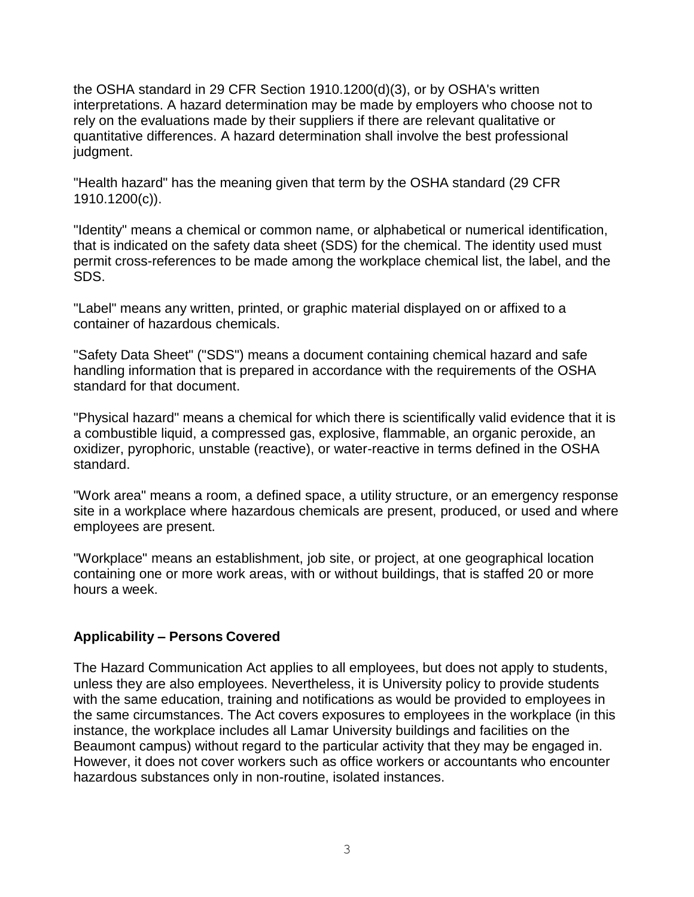the OSHA standard in 29 CFR Section 1910.1200(d)(3), or by OSHA's written interpretations. A hazard determination may be made by employers who choose not to rely on the evaluations made by their suppliers if there are relevant qualitative or quantitative differences. A hazard determination shall involve the best professional judgment.

"Health hazard" has the meaning given that term by the OSHA standard (29 CFR 1910.1200(c)).

"Identity" means a chemical or common name, or alphabetical or numerical identification, that is indicated on the safety data sheet (SDS) for the chemical. The identity used must permit cross-references to be made among the workplace chemical list, the label, and the SDS.

"Label" means any written, printed, or graphic material displayed on or affixed to a container of hazardous chemicals.

"Safety Data Sheet" ("SDS") means a document containing chemical hazard and safe handling information that is prepared in accordance with the requirements of the OSHA standard for that document.

"Physical hazard" means a chemical for which there is scientifically valid evidence that it is a combustible liquid, a compressed gas, explosive, flammable, an organic peroxide, an oxidizer, pyrophoric, unstable (reactive), or water-reactive in terms defined in the OSHA standard.

"Work area" means a room, a defined space, a utility structure, or an emergency response site in a workplace where hazardous chemicals are present, produced, or used and where employees are present.

"Workplace" means an establishment, job site, or project, at one geographical location containing one or more work areas, with or without buildings, that is staffed 20 or more hours a week.

**Applicability – Persons Covered**

The Hazard Communication Act applies to all employees, but does not apply to students, unless they are also employees. Nevertheless, it is University policy to provide students with the same education, training and notifications as would be provided to employees in the same circumstances. The Act covers exposures to employees in the workplace (in this instance, the workplace includes all Lamar University buildings and facilities on the Beaumont campus) without regard to the particular activity that they may be engaged in. However, it does not cover workers such as office workers or accountants who encounter hazardous substances only in non-routine, isolated instances.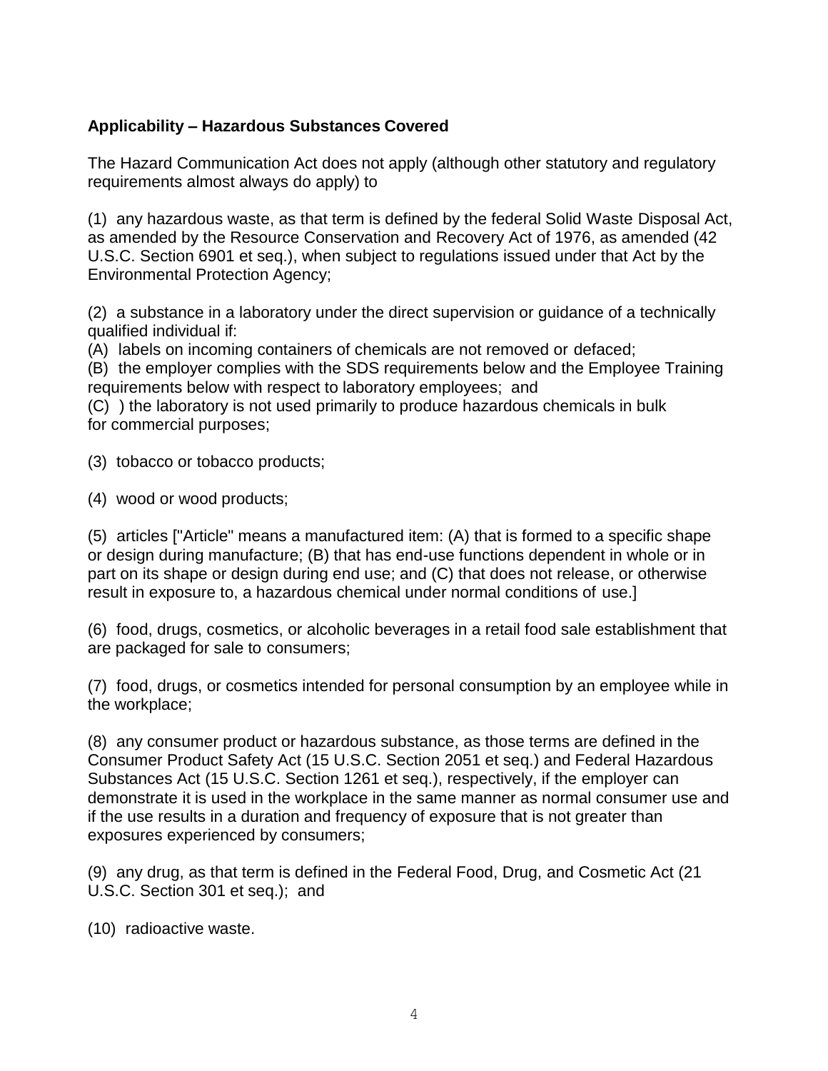**Applicability – Hazardous Substances Covered**

The Hazard Communication Act does not apply (although other statutory and regulatory requirements almost always do apply) to

(1) any hazardous waste, as that term is defined by the federal Solid Waste Disposal Act, as amended by the Resource Conservation and Recovery Act of 1976, as amended (42 U.S.C. Section 6901 et seq.), when subject to regulations issued under that Act by the Environmental Protection Agency;

(2) a substance in a laboratory under the direct supervision or guidance of a technically qualified individual if:
(A) labels on incoming containers of chemicals are not removed or defaced;
(B) the employer complies with the SDS requirements below and the Employee Training requirements below with respect to laboratory employees; and
(C) ) the laboratory is not used primarily to produce hazardous chemicals in bulk for commercial purposes;

(3) tobacco or tobacco products;

(4) wood or wood products;

(5) articles ["Article" means a manufactured item: (A) that is formed to a specific shape or design during manufacture; (B) that has end-use functions dependent in whole or in part on its shape or design during end use; and (C) that does not release, or otherwise result in exposure to, a hazardous chemical under normal conditions of use.]

(6) food, drugs, cosmetics, or alcoholic beverages in a retail food sale establishment that are packaged for sale to consumers;

(7) food, drugs, or cosmetics intended for personal consumption by an employee while in the workplace;

(8) any consumer product or hazardous substance, as those terms are defined in the Consumer Product Safety Act (15 U.S.C. Section 2051 et seq.) and Federal Hazardous Substances Act (15 U.S.C. Section 1261 et seq.), respectively, if the employer can demonstrate it is used in the workplace in the same manner as normal consumer use and if the use results in a duration and frequency of exposure that is not greater than exposures experienced by consumers;

(9) any drug, as that term is defined in the Federal Food, Drug, and Cosmetic Act (21 U.S.C. Section 301 et seq.); and

(10) radioactive waste.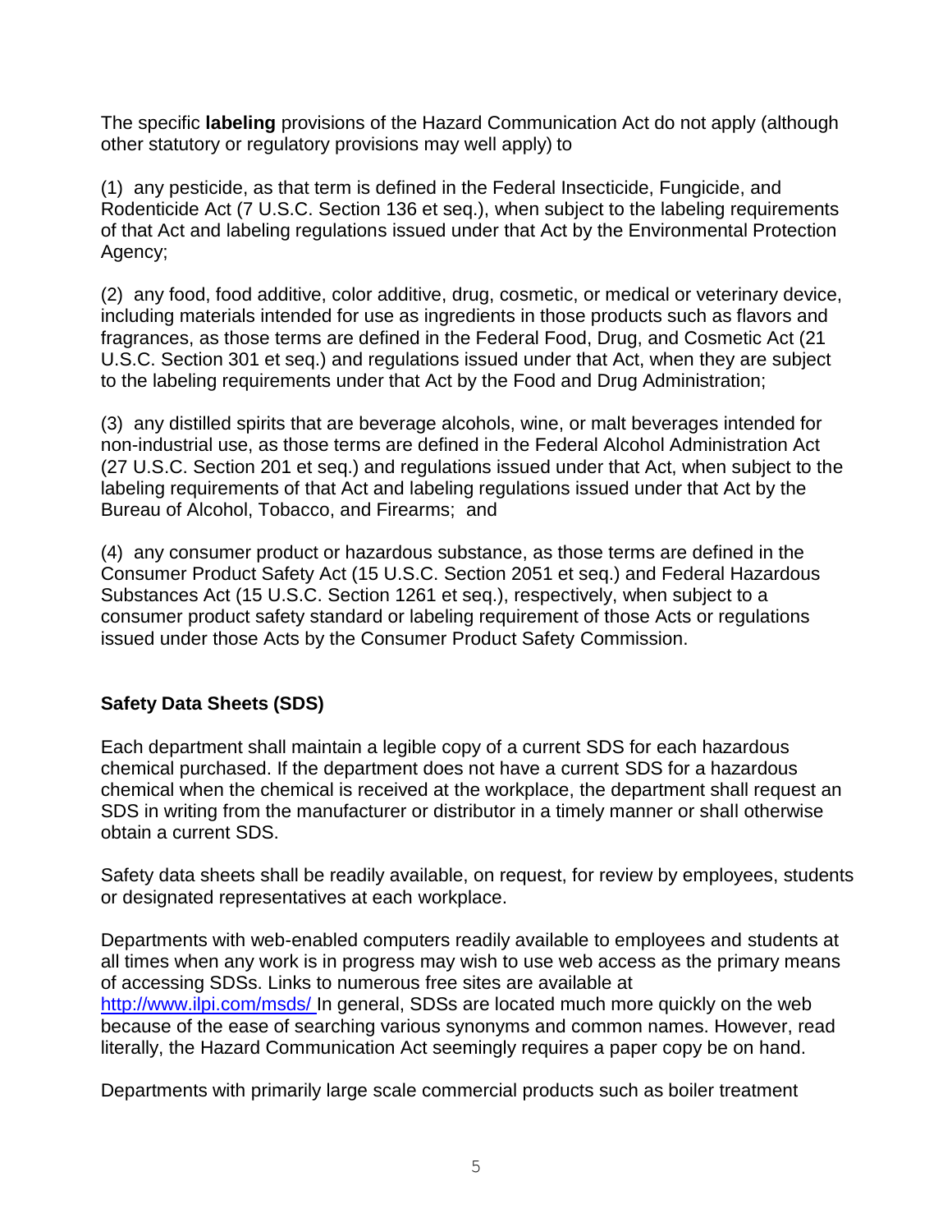The specific **labeling** provisions of the Hazard Communication Act do not apply (although other statutory or regulatory provisions may well apply) to

(1) any pesticide, as that term is defined in the Federal Insecticide, Fungicide, and Rodenticide Act (7 U.S.C. Section 136 et seq.), when subject to the labeling requirements of that Act and labeling regulations issued under that Act by the Environmental Protection Agency;

(2) any food, food additive, color additive, drug, cosmetic, or medical or veterinary device, including materials intended for use as ingredients in those products such as flavors and fragrances, as those terms are defined in the Federal Food, Drug, and Cosmetic Act (21 U.S.C. Section 301 et seq.) and regulations issued under that Act, when they are subject to the labeling requirements under that Act by the Food and Drug Administration;

(3) any distilled spirits that are beverage alcohols, wine, or malt beverages intended for non-industrial use, as those terms are defined in the Federal Alcohol Administration Act (27 U.S.C. Section 201 et seq.) and regulations issued under that Act, when subject to the labeling requirements of that Act and labeling regulations issued under that Act by the Bureau of Alcohol, Tobacco, and Firearms; and

(4) any consumer product or hazardous substance, as those terms are defined in the Consumer Product Safety Act (15 U.S.C. Section 2051 et seq.) and Federal Hazardous Substances Act (15 U.S.C. Section 1261 et seq.), respectively, when subject to a consumer product safety standard or labeling requirement of those Acts or regulations issued under those Acts by the Consumer Product Safety Commission.

## Safety Data Sheets (SDS)

Each department shall maintain a legible copy of a current SDS for each hazardous chemical purchased. If the department does not have a current SDS for a hazardous chemical when the chemical is received at the workplace, the department shall request an SDS in writing from the manufacturer or distributor in a timely manner or shall otherwise obtain a current SDS.

Safety data sheets shall be readily available, on request, for review by employees, students or designated representatives at each workplace.

Departments with web-enabled computers readily available to employees and students at all times when any work is in progress may wish to use web access as the primary means of accessing SDSs. Links to numerous free sites are available at http://www.ilpi.com/msds/ In general, SDSs are located much more quickly on the web because of the ease of searching various synonyms and common names. However, read literally, the Hazard Communication Act seemingly requires a paper copy be on hand.

Departments with primarily large scale commercial products such as boiler treatment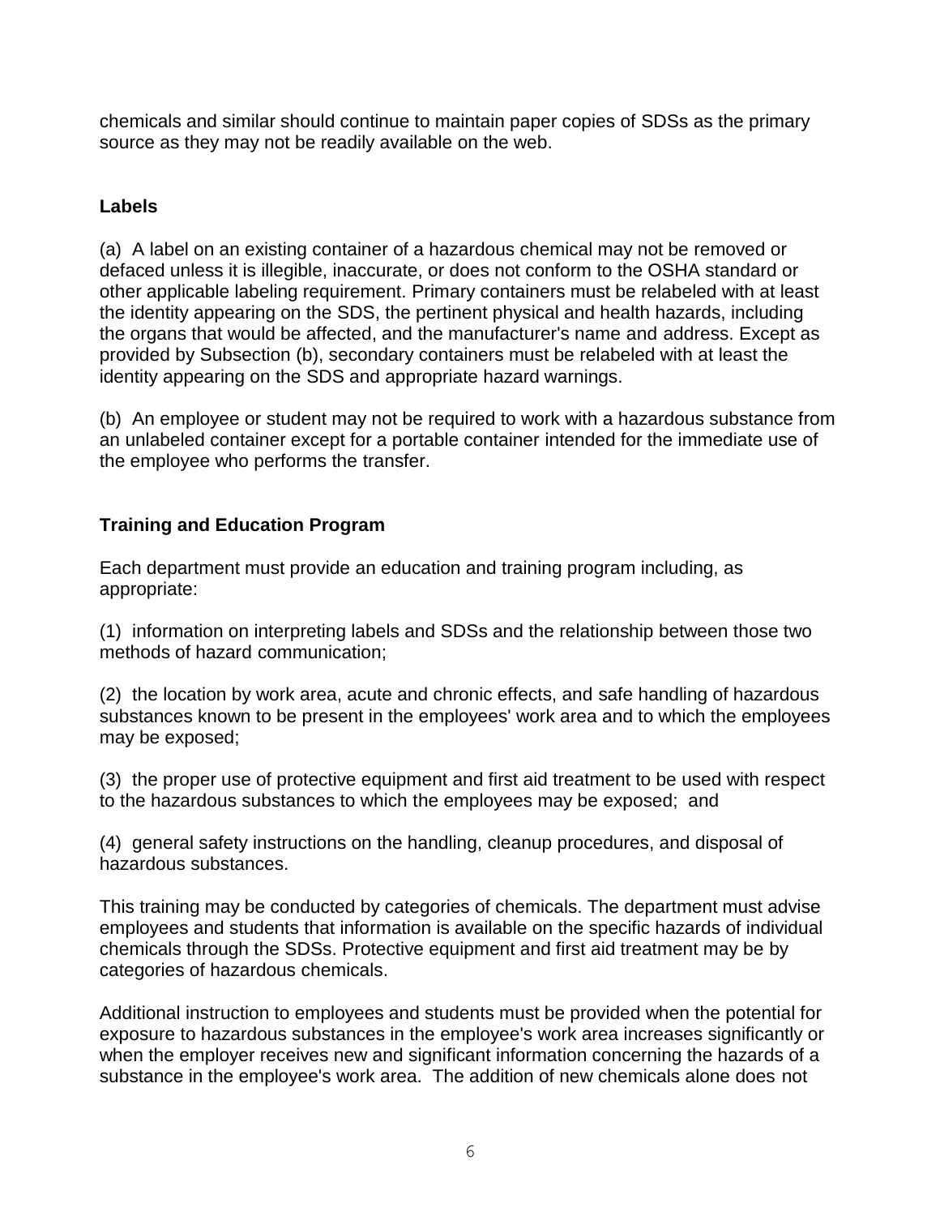chemicals and similar should continue to maintain paper copies of SDSs as the primary source as they may not be readily available on the web.

## Labels

(a) A label on an existing container of a hazardous chemical may not be removed or defaced unless it is illegible, inaccurate, or does not conform to the OSHA standard or other applicable labeling requirement. Primary containers must be relabeled with at least the identity appearing on the SDS, the pertinent physical and health hazards, including the organs that would be affected, and the manufacturer's name and address. Except as provided by Subsection (b), secondary containers must be relabeled with at least the identity appearing on the SDS and appropriate hazard warnings.

(b) An employee or student may not be required to work with a hazardous substance from an unlabeled container except for a portable container intended for the immediate use of the employee who performs the transfer.

## Training and Education Program

Each department must provide an education and training program including, as appropriate:

(1) information on interpreting labels and SDSs and the relationship between those two methods of hazard communication;

(2) the location by work area, acute and chronic effects, and safe handling of hazardous substances known to be present in the employees' work area and to which the employees may be exposed;

(3) the proper use of protective equipment and first aid treatment to be used with respect to the hazardous substances to which the employees may be exposed; and

(4) general safety instructions on the handling, cleanup procedures, and disposal of hazardous substances.

This training may be conducted by categories of chemicals. The department must advise employees and students that information is available on the specific hazards of individual chemicals through the SDSs. Protective equipment and first aid treatment may be by categories of hazardous chemicals.

Additional instruction to employees and students must be provided when the potential for exposure to hazardous substances in the employee's work area increases significantly or when the employer receives new and significant information concerning the hazards of a substance in the employee's work area. The addition of new chemicals alone does not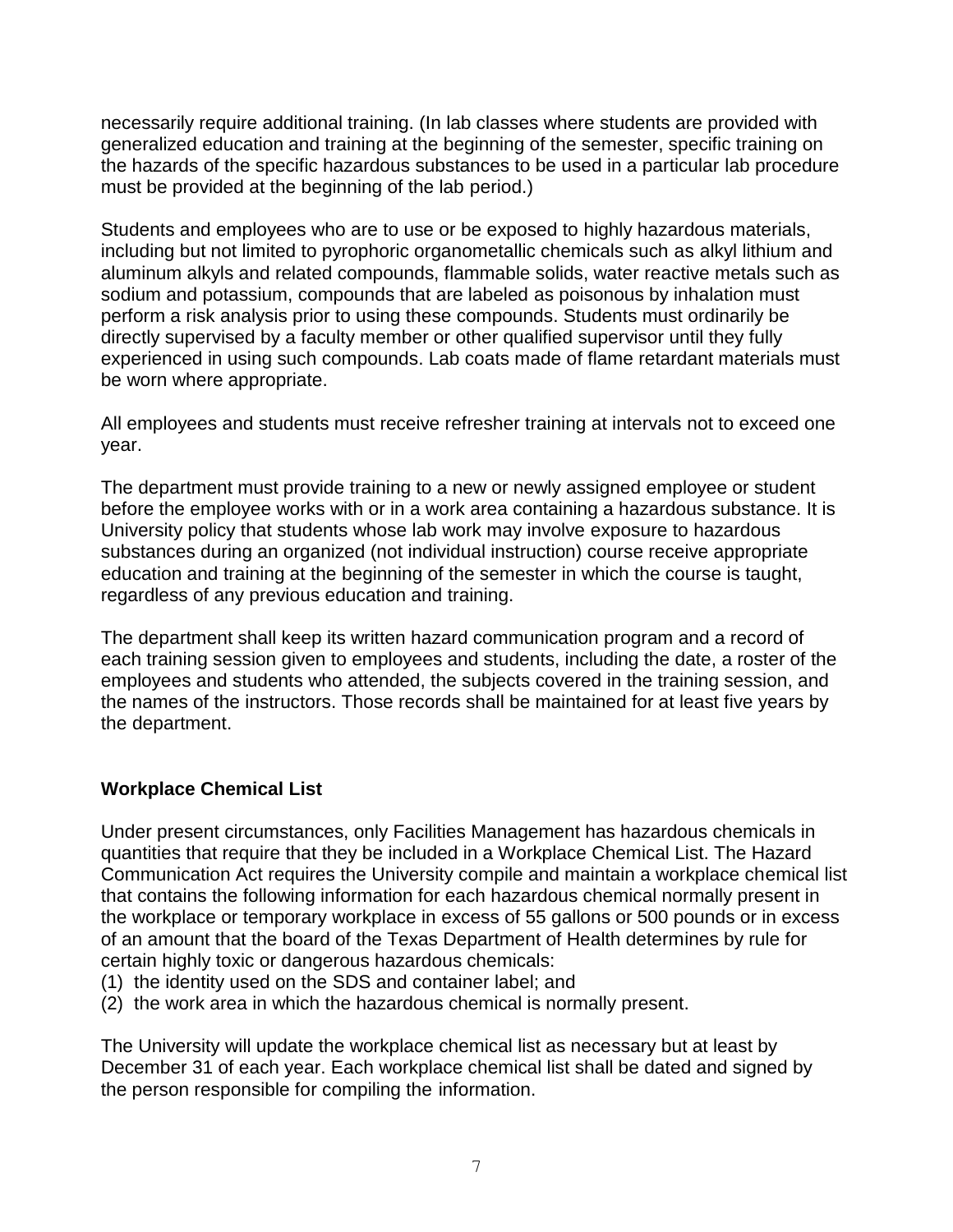necessarily require additional training. (In lab classes where students are provided with generalized education and training at the beginning of the semester, specific training on the hazards of the specific hazardous substances to be used in a particular lab procedure must be provided at the beginning of the lab period.)

Students and employees who are to use or be exposed to highly hazardous materials, including but not limited to pyrophoric organometallic chemicals such as alkyl lithium and aluminum alkyls and related compounds, flammable solids, water reactive metals such as sodium and potassium, compounds that are labeled as poisonous by inhalation must perform a risk analysis prior to using these compounds. Students must ordinarily be directly supervised by a faculty member or other qualified supervisor until they fully experienced in using such compounds. Lab coats made of flame retardant materials must be worn where appropriate.

All employees and students must receive refresher training at intervals not to exceed one year.

The department must provide training to a new or newly assigned employee or student before the employee works with or in a work area containing a hazardous substance. It is University policy that students whose lab work may involve exposure to hazardous substances during an organized (not individual instruction) course receive appropriate education and training at the beginning of the semester in which the course is taught, regardless of any previous education and training.

The department shall keep its written hazard communication program and a record of each training session given to employees and students, including the date, a roster of the employees and students who attended, the subjects covered in the training session, and the names of the instructors. Those records shall be maintained for at least five years by the department.

## Workplace Chemical List

Under present circumstances, only Facilities Management has hazardous chemicals in quantities that require that they be included in a Workplace Chemical List. The Hazard Communication Act requires the University compile and maintain a workplace chemical list that contains the following information for each hazardous chemical normally present in the workplace or temporary workplace in excess of 55 gallons or 500 pounds or in excess of an amount that the board of the Texas Department of Health determines by rule for certain highly toxic or dangerous hazardous chemicals:

(1) the identity used on the SDS and container label; and
(2) the work area in which the hazardous chemical is normally present.

The University will update the workplace chemical list as necessary but at least by December 31 of each year. Each workplace chemical list shall be dated and signed by the person responsible for compiling the information.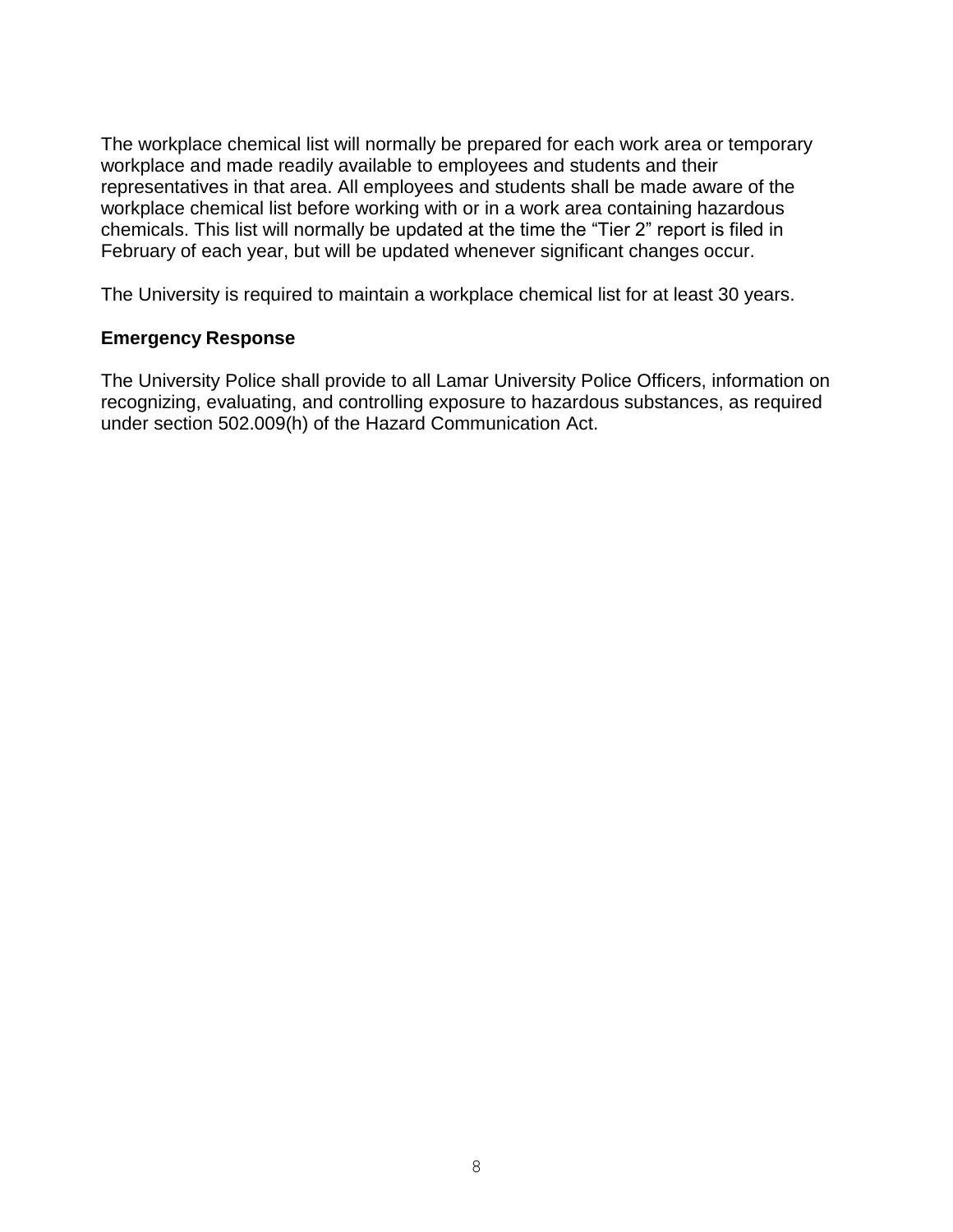The workplace chemical list will normally be prepared for each work area or temporary workplace and made readily available to employees and students and their representatives in that area. All employees and students shall be made aware of the workplace chemical list before working with or in a work area containing hazardous chemicals. This list will normally be updated at the time the “Tier 2” report is filed in February of each year, but will be updated whenever significant changes occur.

The University is required to maintain a workplace chemical list for at least 30 years.

**Emergency Response**

The University Police shall provide to all Lamar University Police Officers, information on recognizing, evaluating, and controlling exposure to hazardous substances, as required under section 502.009(h) of the Hazard Communication Act.